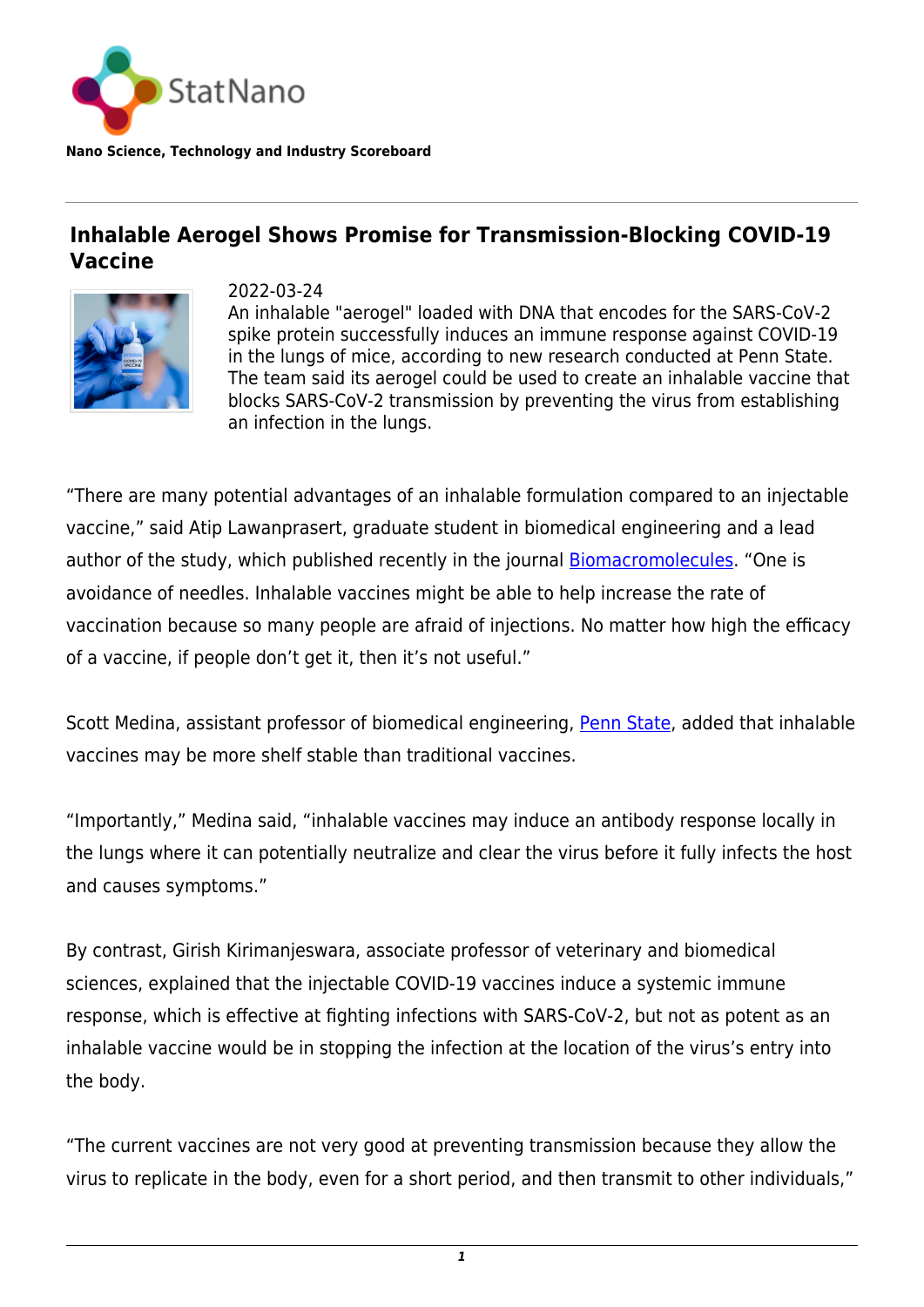StatNano

**Nano Science, Technology and Industry Scoreboard**

## Inhalable Aerogel Shows Promise for Transmission-Blocking COVID-19 Vaccine

2022-03-24

An inhalable "aerogel" loaded with DNA that encodes for the SARS-CoV-2 spike protein successfully induces an immune response against COVID-19 in the lungs of mice, according to new research conducted at Penn State. The team said its aerogel could be used to create an inhalable vaccine that blocks SARS-CoV-2 transmission by preventing the virus from establishing an infection in the lungs.

“There are many potential advantages of an inhalable formulation compared to an injectable vaccine,” said Atip Lawanprasert, graduate student in biomedical engineering and a lead author of the study, which published recently in the journal Biomacromolecules. “One is avoidance of needles. Inhalable vaccines might be able to help increase the rate of vaccination because so many people are afraid of injections. No matter how high the efficacy of a vaccine, if people don’t get it, then it’s not useful.”

Scott Medina, assistant professor of biomedical engineering, Penn State, added that inhalable vaccines may be more shelf stable than traditional vaccines.

“Importantly,” Medina said, “inhalable vaccines may induce an antibody response locally in the lungs where it can potentially neutralize and clear the virus before it fully infects the host and causes symptoms.”

By contrast, Girish Kirimanjeswara, associate professor of veterinary and biomedical sciences, explained that the injectable COVID-19 vaccines induce a systemic immune response, which is effective at fighting infections with SARS-CoV-2, but not as potent as an inhalable vaccine would be in stopping the infection at the location of the virus’s entry into the body.

“The current vaccines are not very good at preventing transmission because they allow the virus to replicate in the body, even for a short period, and then transmit to other individuals,”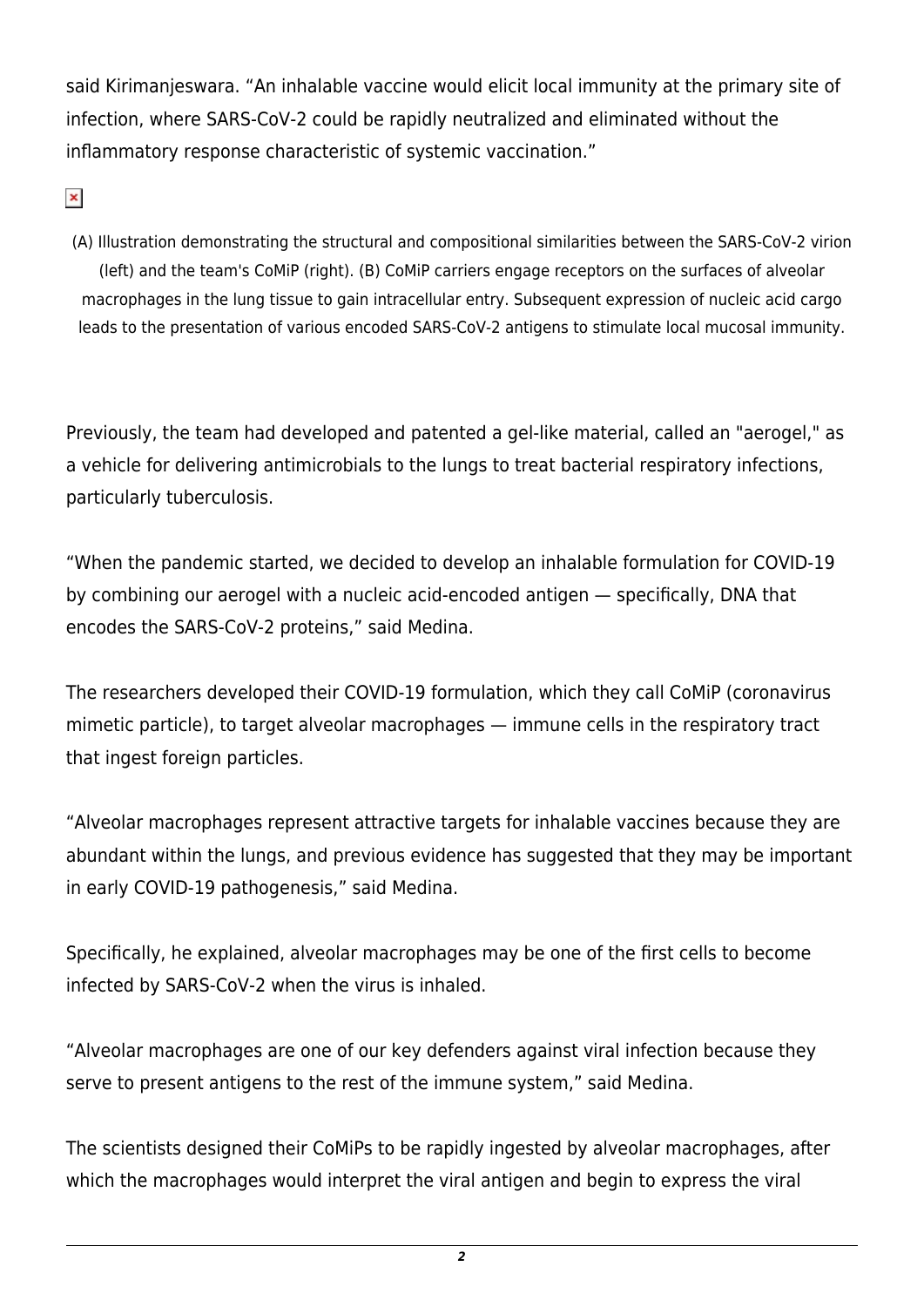said Kirimanjeswara. “An inhalable vaccine would elicit local immunity at the primary site of infection, where SARS-CoV-2 could be rapidly neutralized and eliminated without the inflammatory response characteristic of systemic vaccination.”

(A) Illustration demonstrating the structural and compositional similarities between the SARS-CoV-2 virion (left) and the team's CoMiP (right). (B) CoMiP carriers engage receptors on the surfaces of alveolar macrophages in the lung tissue to gain intracellular entry. Subsequent expression of nucleic acid cargo leads to the presentation of various encoded SARS-CoV-2 antigens to stimulate local mucosal immunity.

Previously, the team had developed and patented a gel-like material, called an "aerogel," as a vehicle for delivering antimicrobials to the lungs to treat bacterial respiratory infections, particularly tuberculosis.

“When the pandemic started, we decided to develop an inhalable formulation for COVID-19 by combining our aerogel with a nucleic acid-encoded antigen — specifically, DNA that encodes the SARS-CoV-2 proteins,” said Medina.

The researchers developed their COVID-19 formulation, which they call CoMiP (coronavirus mimetic particle), to target alveolar macrophages — immune cells in the respiratory tract that ingest foreign particles.

“Alveolar macrophages represent attractive targets for inhalable vaccines because they are abundant within the lungs, and previous evidence has suggested that they may be important in early COVID-19 pathogenesis,” said Medina.

Specifically, he explained, alveolar macrophages may be one of the first cells to become infected by SARS-CoV-2 when the virus is inhaled.

“Alveolar macrophages are one of our key defenders against viral infection because they serve to present antigens to the rest of the immune system,” said Medina.

The scientists designed their CoMiPs to be rapidly ingested by alveolar macrophages, after which the macrophages would interpret the viral antigen and begin to express the viral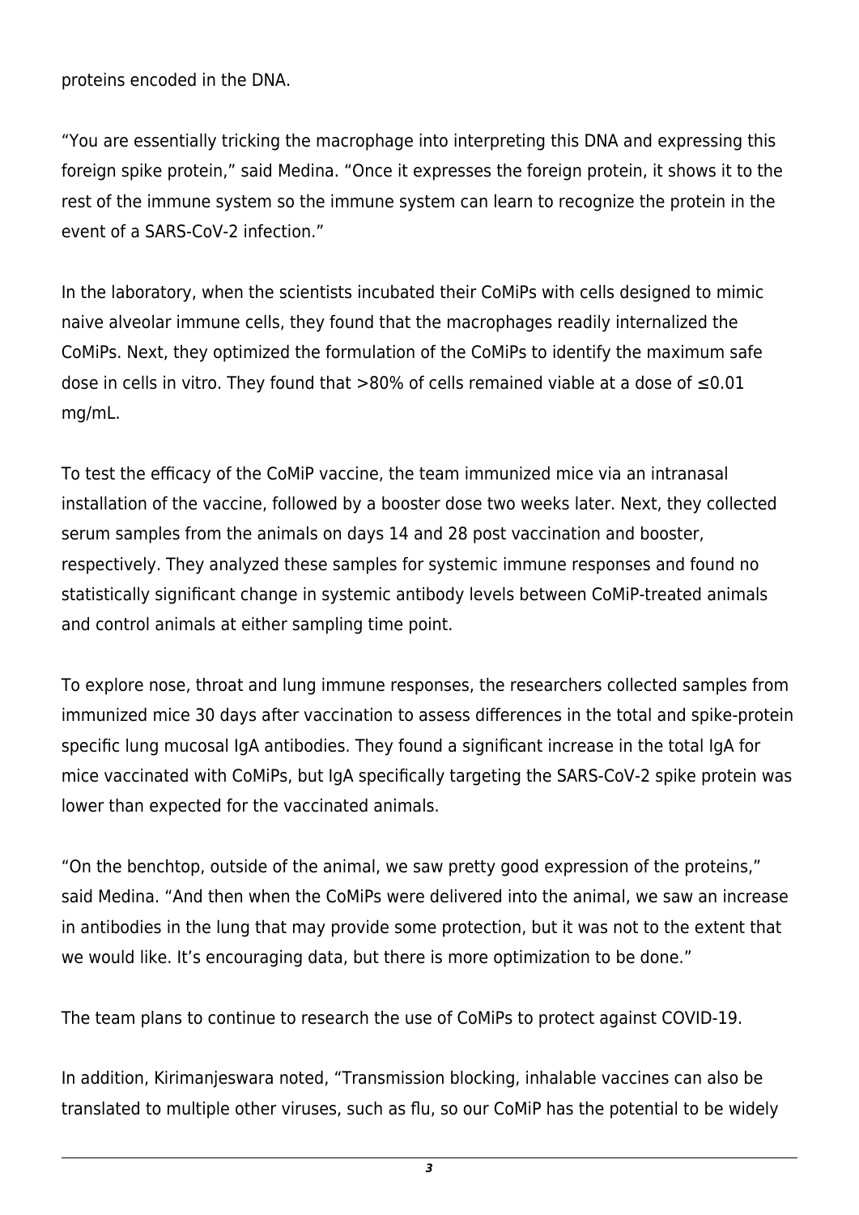proteins encoded in the DNA.

“You are essentially tricking the macrophage into interpreting this DNA and expressing this foreign spike protein,” said Medina. “Once it expresses the foreign protein, it shows it to the rest of the immune system so the immune system can learn to recognize the protein in the event of a SARS-CoV-2 infection.”

In the laboratory, when the scientists incubated their CoMiPs with cells designed to mimic naive alveolar immune cells, they found that the macrophages readily internalized the CoMiPs. Next, they optimized the formulation of the CoMiPs to identify the maximum safe dose in cells in vitro. They found that >80% of cells remained viable at a dose of ≤0.01 mg/mL.

To test the efficacy of the CoMiP vaccine, the team immunized mice via an intranasal installation of the vaccine, followed by a booster dose two weeks later. Next, they collected serum samples from the animals on days 14 and 28 post vaccination and booster, respectively. They analyzed these samples for systemic immune responses and found no statistically significant change in systemic antibody levels between CoMiP-treated animals and control animals at either sampling time point.

To explore nose, throat and lung immune responses, the researchers collected samples from immunized mice 30 days after vaccination to assess differences in the total and spike-protein specific lung mucosal IgA antibodies. They found a significant increase in the total IgA for mice vaccinated with CoMiPs, but IgA specifically targeting the SARS-CoV-2 spike protein was lower than expected for the vaccinated animals.

“On the benchtop, outside of the animal, we saw pretty good expression of the proteins,” said Medina. “And then when the CoMiPs were delivered into the animal, we saw an increase in antibodies in the lung that may provide some protection, but it was not to the extent that we would like. It’s encouraging data, but there is more optimization to be done.”

The team plans to continue to research the use of CoMiPs to protect against COVID-19.

In addition, Kirimanjeswara noted, “Transmission blocking, inhalable vaccines can also be translated to multiple other viruses, such as flu, so our CoMiP has the potential to be widely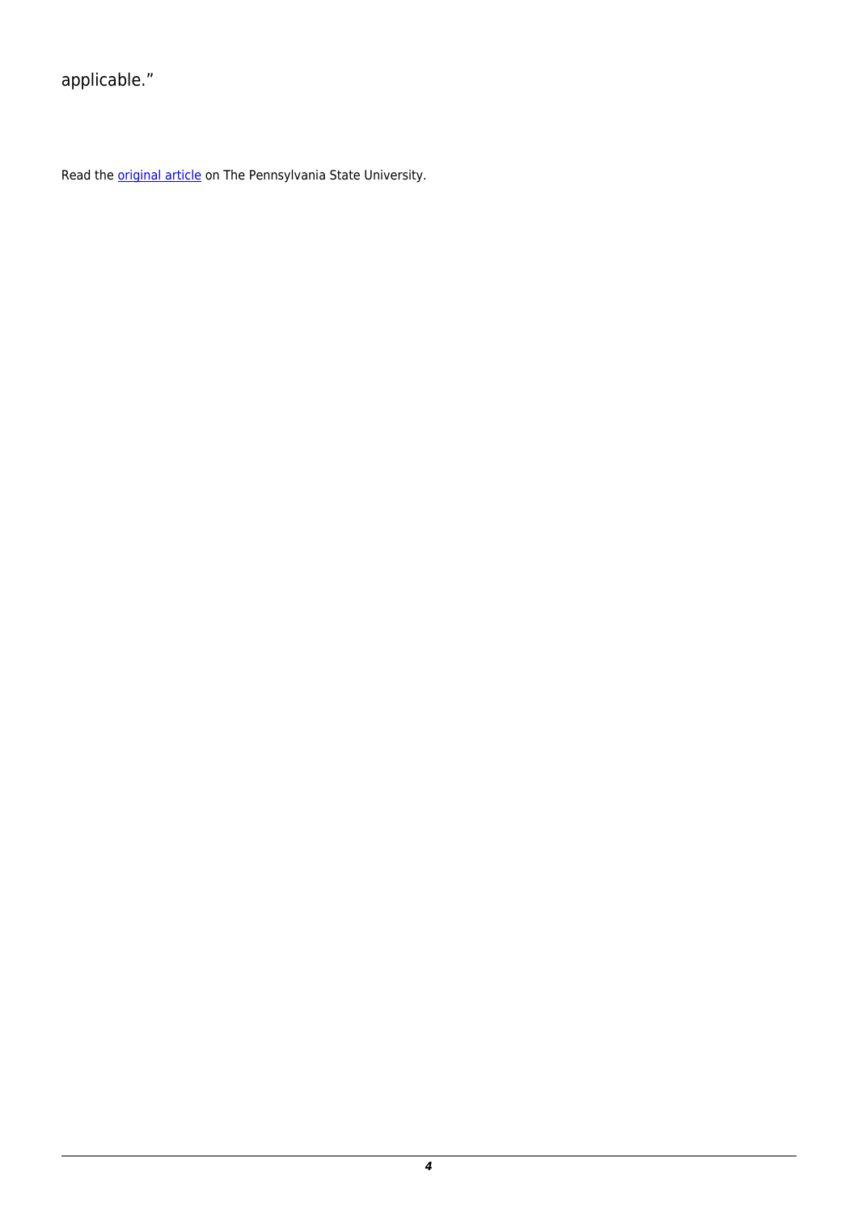applicable."

Read the [original article](original article) on The Pennsylvania State University.